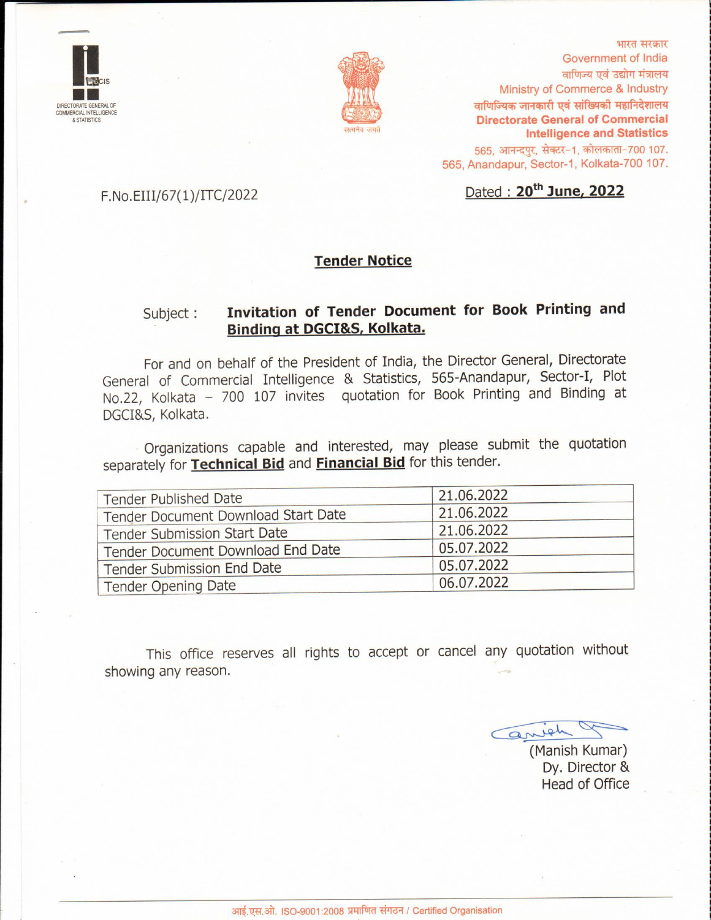DIRECTORATE GENERAL OF COMMERCIAL INTELLIGENCE & STATISTICS

सत्यमेव जयते

भारत सरकार
Government of India
वाणिज्य एवं उद्योग मंत्रालय
Ministry of Commerce & Industry
वाणिज्यिक जानकारी एवं सांख्यिकी महानिदेशालय
**Directorate General of Commercial Intelligence and Statistics**
565, आनन्दपुर, सेक्टर-1, कोलकाता-700 107.
565, Anandapur, Sector-1, Kolkata-700 107.

F.No.EIII/67(1)/ITC/2022

Dated : **20th June, 2022**

## Tender Notice

Subject : **Invitation of Tender Document for Book Printing and Binding at DGCI&S, Kolkata.**

For and on behalf of the President of India, the Director General, Directorate General of Commercial Intelligence & Statistics, 565-Anandapur, Sector-I, Plot No.22, Kolkata – 700 107 invites quotation for Book Printing and Binding at DGCI&S, Kolkata.

Organizations capable and interested, may please submit the quotation separately for **Technical Bid** and **Financial Bid** for this tender.

| | |
|---|---|
| Tender Published Date | 21.06.2022 |
| Tender Document Download Start Date | 21.06.2022 |
| Tender Submission Start Date | 21.06.2022 |
| Tender Document Download End Date | 05.07.2022 |
| Tender Submission End Date | 05.07.2022 |
| Tender Opening Date | 06.07.2022 |

This office reserves all rights to accept or cancel any quotation without showing any reason.

(Manish Kumar)
Dy. Director &
Head of Office

आई.एस.ओ. ISO-9001:2008 प्रमाणित संगठन / Certified Organisation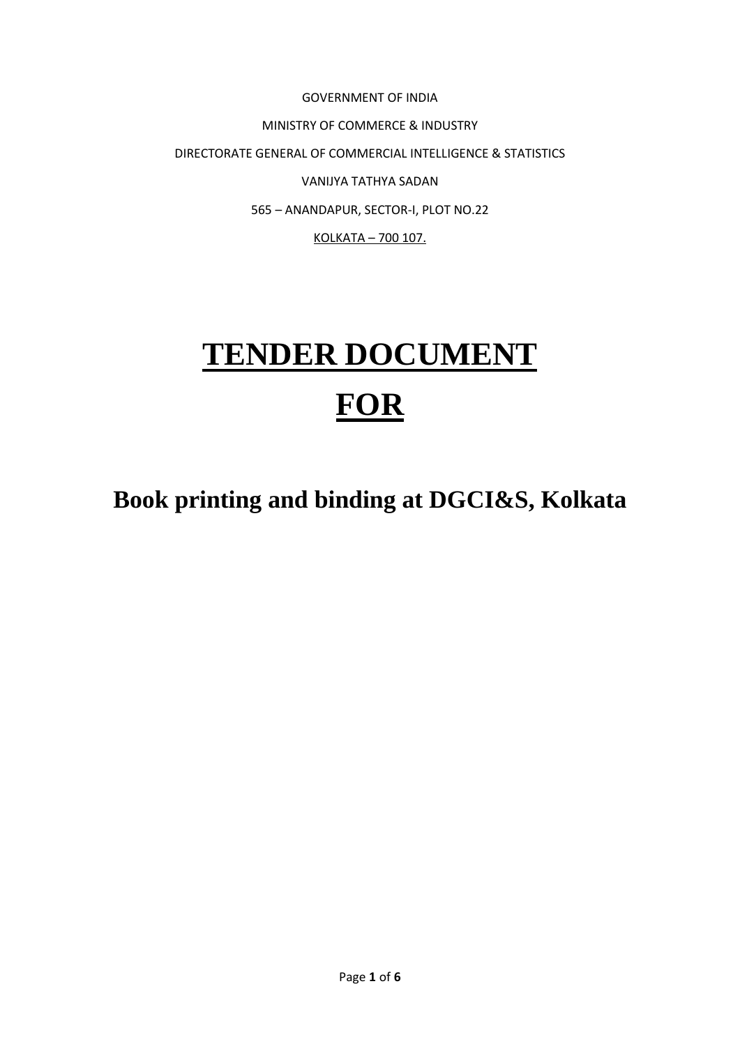GOVERNMENT OF INDIA

MINISTRY OF COMMERCE & INDUSTRY

DIRECTORATE GENERAL OF COMMERCIAL INTELLIGENCE & STATISTICS

VANIJYA TATHYA SADAN

565 – ANANDAPUR, SECTOR-I, PLOT NO.22

KOLKATA – 700 107.

# TENDER DOCUMENT
# FOR

## Book printing and binding at DGCI&S, Kolkata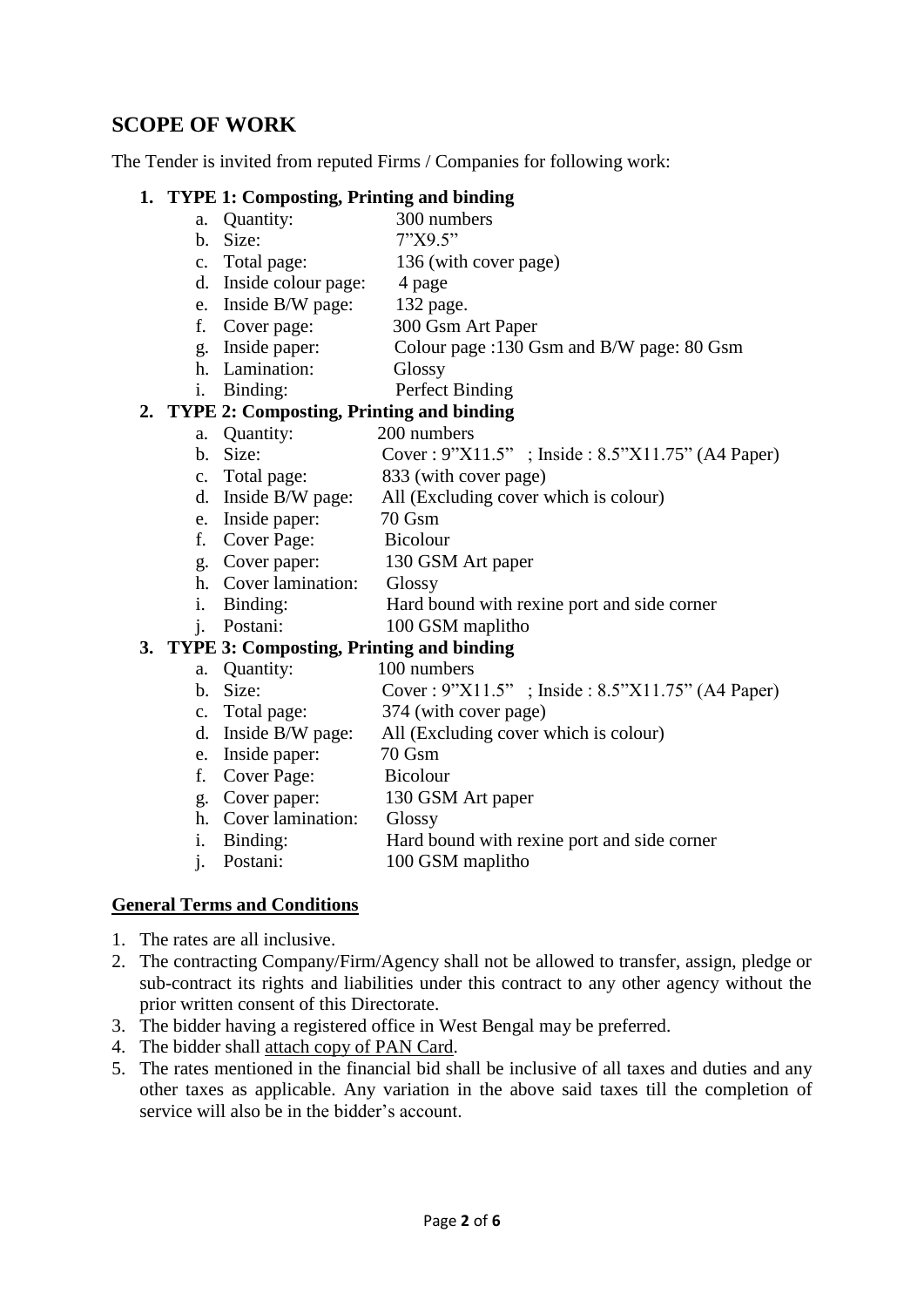## SCOPE OF WORK

The Tender is invited from reputed Firms / Companies for following work:

1. **TYPE 1: Composting, Printing and binding**
    a. Quantity: 300 numbers
    b. Size: 7"X9.5"
    c. Total page: 136 (with cover page)
    d. Inside colour page: 4 page
    e. Inside B/W page: 132 page.
    f. Cover page: 300 Gsm Art Paper
    g. Inside paper: Colour page :130 Gsm and B/W page: 80 Gsm
    h. Lamination: Glossy
    i. Binding: Perfect Binding
2. **TYPE 2: Composting, Printing and binding**
    a. Quantity: 200 numbers
    b. Size: Cover : 9"X11.5" ; Inside : 8.5"X11.75" (A4 Paper)
    c. Total page: 833 (with cover page)
    d. Inside B/W page: All (Excluding cover which is colour)
    e. Inside paper: 70 Gsm
    f. Cover Page: Bicolour
    g. Cover paper: 130 GSM Art paper
    h. Cover lamination: Glossy
    i. Binding: Hard bound with rexine port and side corner
    j. Postani: 100 GSM maplitho
3. **TYPE 3: Composting, Printing and binding**
    a. Quantity: 100 numbers
    b. Size: Cover : 9"X11.5" ; Inside : 8.5"X11.75" (A4 Paper)
    c. Total page: 374 (with cover page)
    d. Inside B/W page: All (Excluding cover which is colour)
    e. Inside paper: 70 Gsm
    f. Cover Page: Bicolour
    g. Cover paper: 130 GSM Art paper
    h. Cover lamination: Glossy
    i. Binding: Hard bound with rexine port and side corner
    j. Postani: 100 GSM maplitho

**<u>General Terms and Conditions</u>**

1. The rates are all inclusive.
2. The contracting Company/Firm/Agency shall not be allowed to transfer, assign, pledge or sub-contract its rights and liabilities under this contract to any other agency without the prior written consent of this Directorate.
3. The bidder having a registered office in West Bengal may be preferred.
4. The bidder shall <u>attach copy of PAN Card</u>.
5. The rates mentioned in the financial bid shall be inclusive of all taxes and duties and any other taxes as applicable. Any variation in the above said taxes till the completion of service will also be in the bidder's account.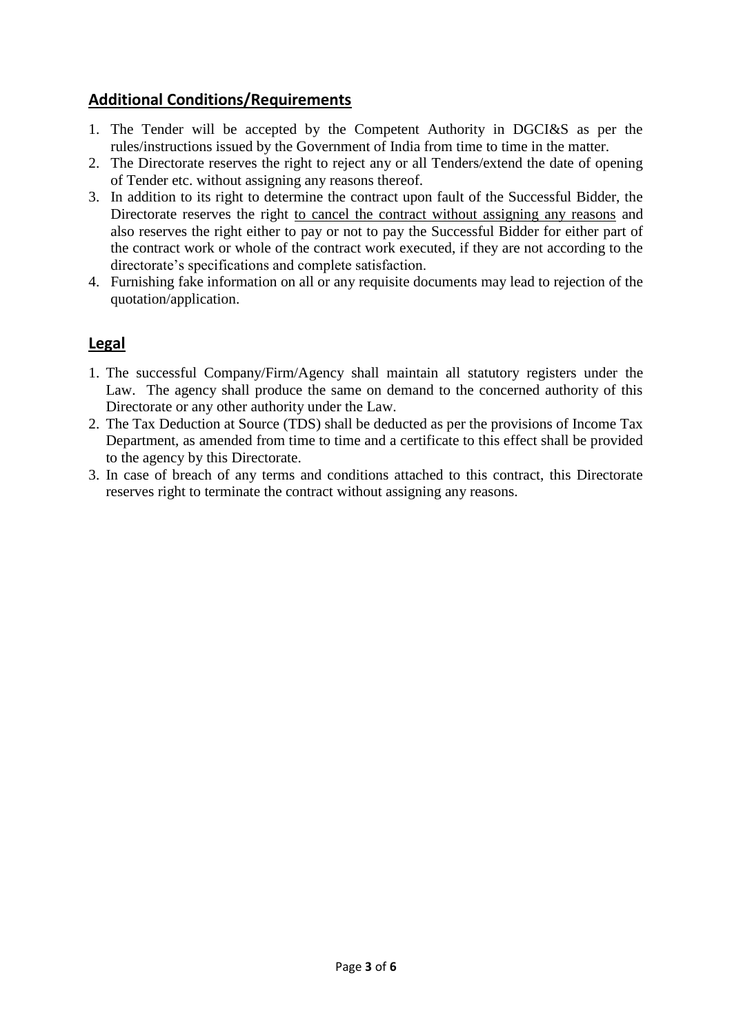## **Additional Conditions/Requirements**

1. The Tender will be accepted by the Competent Authority in DGCI&S as per the rules/instructions issued by the Government of India from time to time in the matter.
2. The Directorate reserves the right to reject any or all Tenders/extend the date of opening of Tender etc. without assigning any reasons thereof.
3. In addition to its right to determine the contract upon fault of the Successful Bidder, the Directorate reserves the right to cancel the contract without assigning any reasons and also reserves the right either to pay or not to pay the Successful Bidder for either part of the contract work or whole of the contract work executed, if they are not according to the directorate's specifications and complete satisfaction.
4. Furnishing fake information on all or any requisite documents may lead to rejection of the quotation/application.

## **Legal**

1. The successful Company/Firm/Agency shall maintain all statutory registers under the Law. The agency shall produce the same on demand to the concerned authority of this Directorate or any other authority under the Law.
2. The Tax Deduction at Source (TDS) shall be deducted as per the provisions of Income Tax Department, as amended from time to time and a certificate to this effect shall be provided to the agency by this Directorate.
3. In case of breach of any terms and conditions attached to this contract, this Directorate reserves right to terminate the contract without assigning any reasons.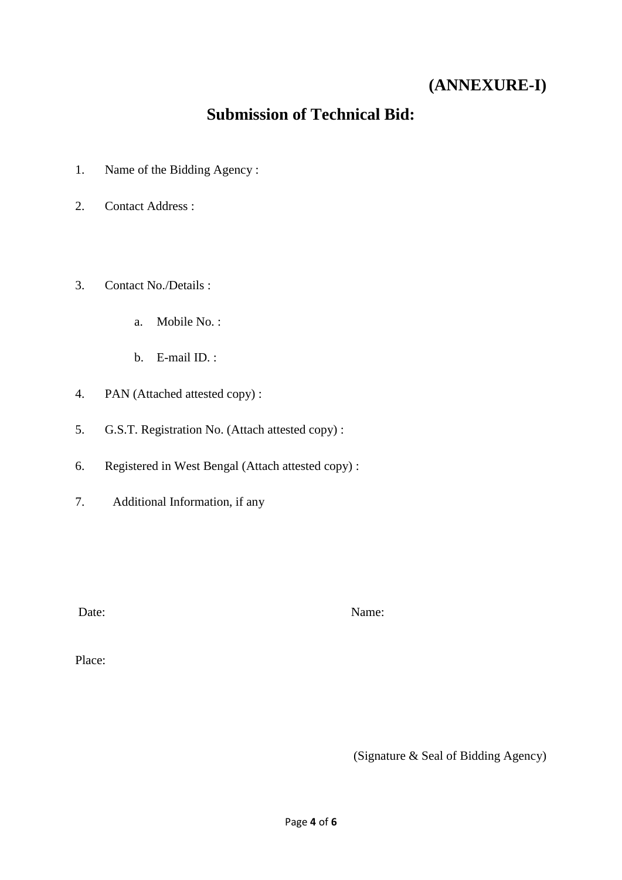**(ANNEXURE-I)**

# Submission of Technical Bid:

1. Name of the Bidding Agency :
2. Contact Address :
3. Contact No./Details :
   a. Mobile No. :
   b. E-mail ID. :
4. PAN (Attached attested copy) :
5. G.S.T. Registration No. (Attach attested copy) :
6. Registered in West Bengal (Attach attested copy) :
7. Additional Information, if any

Date: Name:

Place:

(Signature & Seal of Bidding Agency)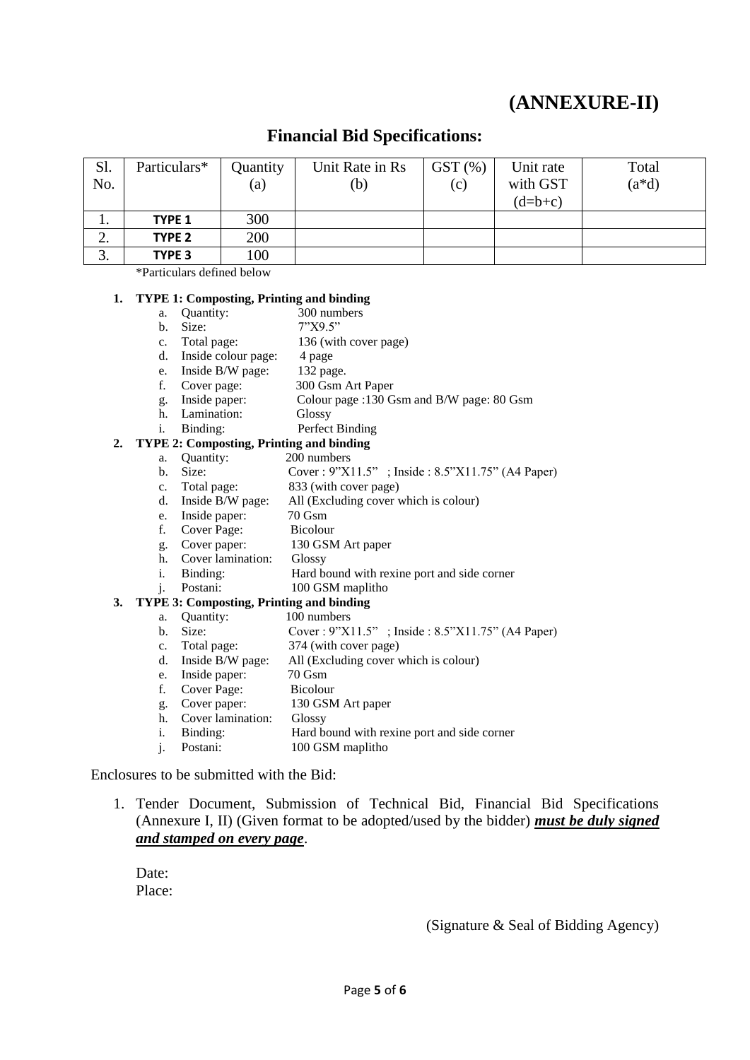# (ANNEXURE-II)

## Financial Bid Specifications:

| Sl. No. | Particulars* | Quantity (a) | Unit Rate in Rs (b) | GST (%) (c) | Unit rate with GST (d=b+c) | Total (a*d) |
|---|---|---|---|---|---|---|
| 1. | **TYPE 1** | 300 | | | | |
| 2. | **TYPE 2** | 200 | | | | |
| 3. | **TYPE 3** | 100 | | | | |

*Particulars defined below

1. **TYPE 1: Composting, Printing and binding**
   a. Quantity: 300 numbers
   b. Size: 7"X9.5"
   c. Total page: 136 (with cover page)
   d. Inside colour page: 4 page
   e. Inside B/W page: 132 page.
   f. Cover page: 300 Gsm Art Paper
   g. Inside paper: Colour page :130 Gsm and B/W page: 80 Gsm
   h. Lamination: Glossy
   i. Binding: Perfect Binding
2. **TYPE 2: Composting, Printing and binding**
   a. Quantity: 200 numbers
   b. Size: Cover : 9"X11.5" ; Inside : 8.5"X11.75" (A4 Paper)
   c. Total page: 833 (with cover page)
   d. Inside B/W page: All (Excluding cover which is colour)
   e. Inside paper: 70 Gsm
   f. Cover Page: Bicolour
   g. Cover paper: 130 GSM Art paper
   h. Cover lamination: Glossy
   i. Binding: Hard bound with rexine port and side corner
   j. Postani: 100 GSM maplitho
3. **TYPE 3: Composting, Printing and binding**
   a. Quantity: 100 numbers
   b. Size: Cover : 9"X11.5" ; Inside : 8.5"X11.75" (A4 Paper)
   c. Total page: 374 (with cover page)
   d. Inside B/W page: All (Excluding cover which is colour)
   e. Inside paper: 70 Gsm
   f. Cover Page: Bicolour
   g. Cover paper: 130 GSM Art paper
   h. Cover lamination: Glossy
   i. Binding: Hard bound with rexine port and side corner
   j. Postani: 100 GSM maplitho

Enclosures to be submitted with the Bid:

1. Tender Document, Submission of Technical Bid, Financial Bid Specifications (Annexure I, II) (Given format to be adopted/used by the bidder) ***must be duly signed and stamped on every page***.

Date:
Place:

(Signature & Seal of Bidding Agency)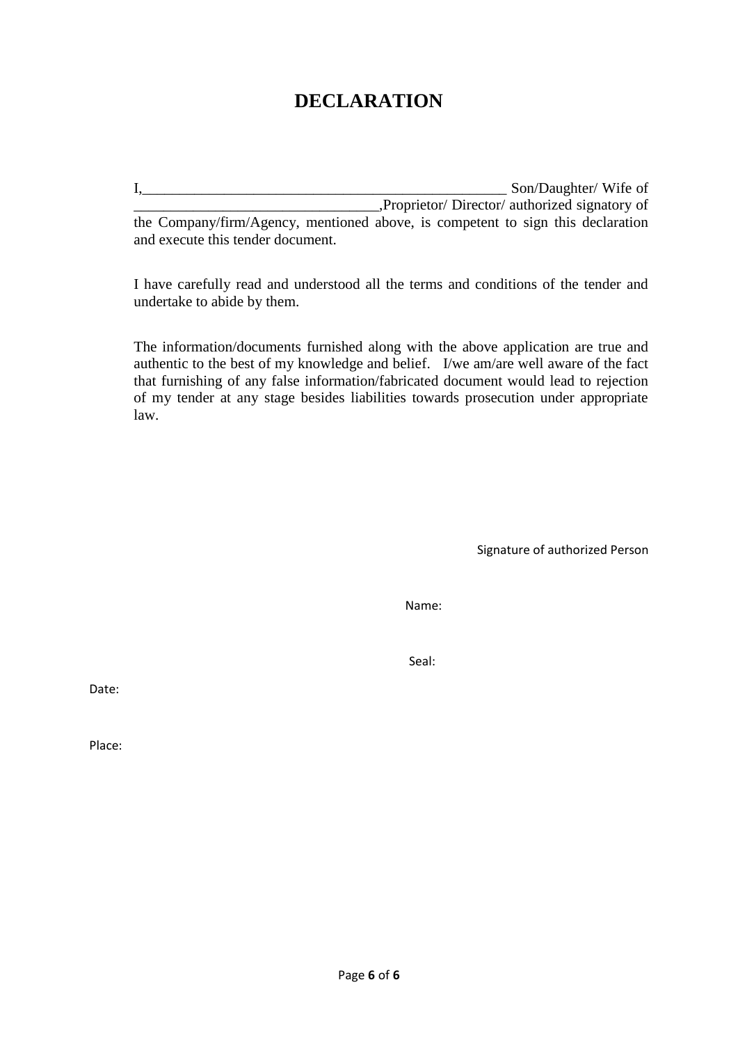# DECLARATION

I,_________________________________________________ Son/Daughter/ Wife of ________________________________,Proprietor/ Director/ authorized signatory of the Company/firm/Agency, mentioned above, is competent to sign this declaration and execute this tender document.

I have carefully read and understood all the terms and conditions of the tender and undertake to abide by them.

The information/documents furnished along with the above application are true and authentic to the best of my knowledge and belief. I/we am/are well aware of the fact that furnishing of any false information/fabricated document would lead to rejection of my tender at any stage besides liabilities towards prosecution under appropriate law.

Signature of authorized Person

Name:

Seal:

Date:

Place: